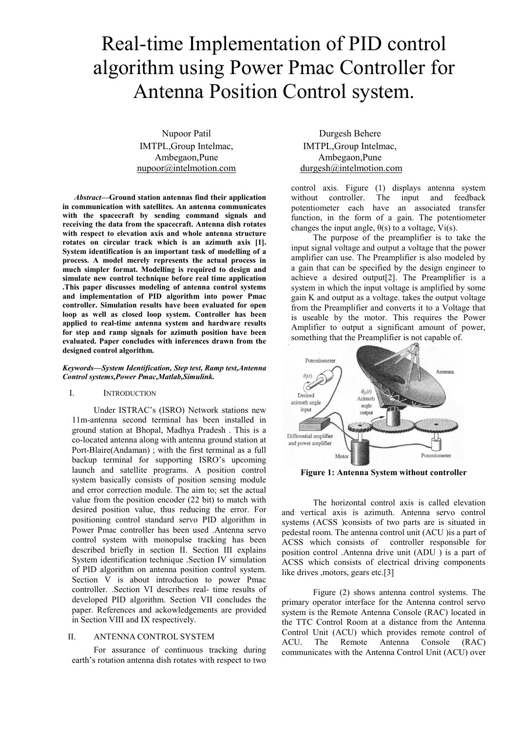# Real-time Implementation of PID control algorithm using Power Pmac Controller for Antenna Position Control system.

Nupoor Patil
IMTPL,Group Intelmac,
Ambegaon,Pune
nupoor@intelmotion.com

Durgesh Behere
IMTPL,Group Intelmac,
Ambegaon,Pune
durgesh@intelmotion.com

***Abstract*—Ground station antennas find their application in communication with satellites. An antenna communicates with the spacecraft by sending command signals and receiving the data from the spacecraft. Antenna dish rotates with respect to elevation axis and whole antenna structure rotates on circular track which is an azimuth axis [1]. System identification is an important task of modelling of a process. A model merely represents the actual process in much simpler format. Modelling is required to design and simulate new control technique before real time application .This paper discusses modeling of antenna control systems and implementation of PID algorithm into power Pmac controller. Simulation results have been evaluated for open loop as well as closed loop system. Controller has been applied to real-time antenna system and hardware results for step and ramp signals for azimuth position have been evaluated. Paper concludes with inferences drawn from the designed control algorithm.**

***Keywords*—System Identification, Step test, Ramp test,Antenna Control systems,Power Pmac,Matlab,Simulink.**

## I. INTRODUCTION

Under ISTRAC's (ISRO) Network stations new 11m-antenna second terminal has been installed in ground station at Bhopal, Madhya Pradesh . This is a co-located antenna along with antenna ground station at Port-Blaire(Andaman) ; with the first terminal as a full backup terminal for supporting ISRO's upcoming launch and satellite programs. A position control system basically consists of position sensing module and error correction module. The aim to; set the actual value from the position encoder (22 bit) to match with desired position value, thus reducing the error. For positioning control standard servo PID algorithm in Power Pmac controller has been used .Antenna servo control system with monopulse tracking has been described briefly in section II. Section III explains System identification technique .Section IV simulation of PID algorithm on antenna position control system. Section V is about introduction to power Pmac controller. .Section VI describes real- time results of developed PID algorithm. Section VII concludes the paper. References and ackowledgements are provided in Section VIII and IX respectively.

## II. ANTENNA CONTROL SYSTEM

For assurance of continuous tracking during earth's rotation antenna dish rotates with respect to two control axis. Figure (1) displays antenna system without controller. The input and feedback potentiometer each have an associated transfer function, in the form of a gain. The potentiometer changes the input angle, θ(s) to a voltage, Vi(s).

The purpose of the preamplifier is to take the input signal voltage and output a voltage that the power amplifier can use. The Preamplifier is also modeled by a gain that can be specified by the design engineer to achieve a desired output[2]. The Preamplifier is a system in which the input voltage is amplified by some gain K and output as a voltage. takes the output voltage from the Preamplifier and converts it to a Voltage that is useable by the motor. This requires the Power Amplifier to output a significant amount of power, something that the Preamplifier is not capable of.

Potentiometer
$\theta_i(t)$
Desired azimuth angle input
Differential amplifier and power amplifier
Motor
$\theta_O(t)$
Azimuth angle output
Antenna
Potentiometer

**Figure 1: Antenna System without controller**

The horizontal control axis is called elevation and vertical axis is azimuth. Antenna servo control systems (ACSS )consists of two parts are is situated in pedestal room. The antenna control unit (ACU )is a part of ACSS which consists of controller responsible for position control .Antenna drive unit (ADU ) is a part of ACSS which consists of electrical driving components like drives ,motors, gears etc.[3]

Figure (2) shows antenna control systems. The primary operator interface for the Antenna control servo system is the Remote Antenna Console (RAC) located in the TTC Control Room at a distance from the Antenna Control Unit (ACU) which provides remote control of ACU. The Remote Antenna Console (RAC) communicates with the Antenna Control Unit (ACU) over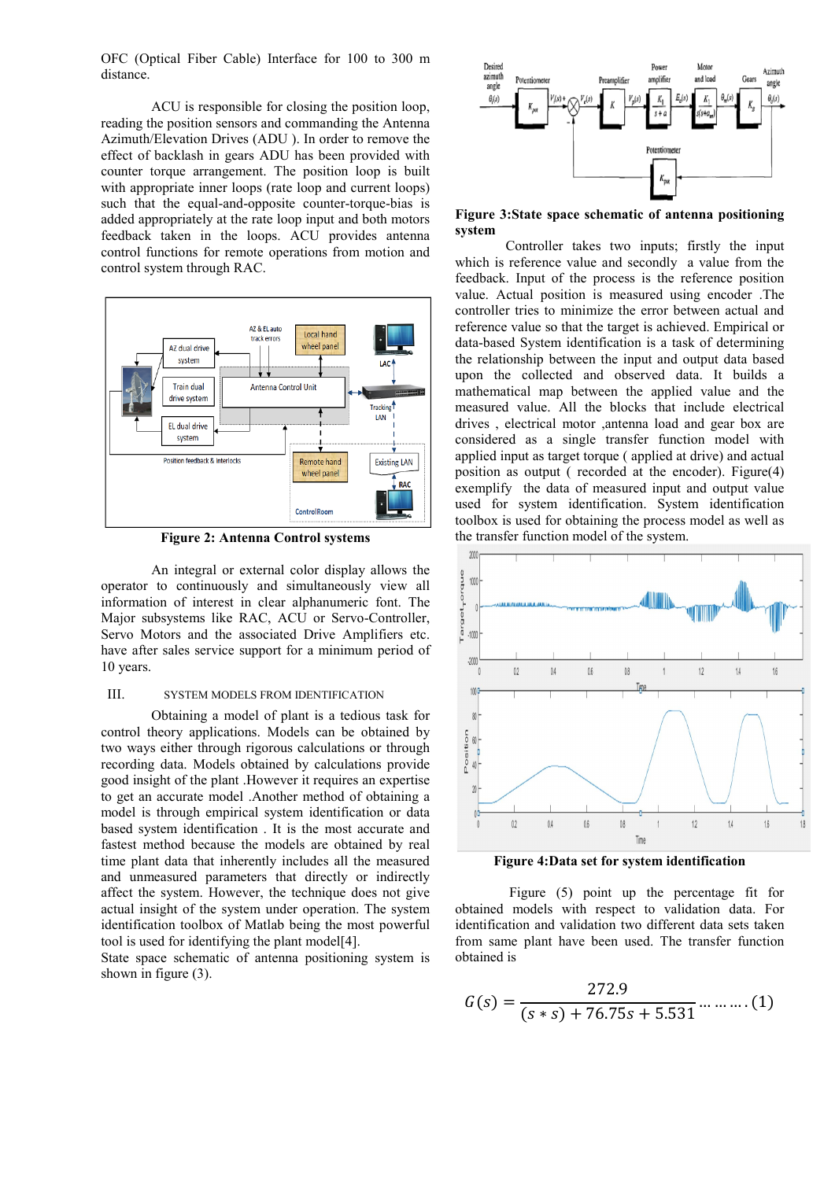OFC (Optical Fiber Cable) Interface for 100 to 300 m distance.

ACU is responsible for closing the position loop, reading the position sensors and commanding the Antenna Azimuth/Elevation Drives (ADU ). In order to remove the effect of backlash in gears ADU has been provided with counter torque arrangement. The position loop is built with appropriate inner loops (rate loop and current loops) such that the equal-and-opposite counter-torque-bias is added appropriately at the rate loop input and both motors feedback taken in the loops. ACU provides antenna control functions for remote operations from motion and control system through RAC.

AZ & EL auto track errors
Local hand wheel panel
AZ dual drive system
Train dual drive system
EL dual drive system
Antenna Control Unit
LAC
Tracking LAN
Position feedback & Interlocks
Remote hand wheel panel
Existing LAN
RAC
Control Room

**Figure 2: Antenna Control systems**

An integral or external color display allows the operator to continuously and simultaneously view all information of interest in clear alphanumeric font. The Major subsystems like RAC, ACU or Servo-Controller, Servo Motors and the associated Drive Amplifiers etc. have after sales service support for a minimum period of 10 years.

## III. SYSTEM MODELS FROM IDENTIFICATION

Obtaining a model of plant is a tedious task for control theory applications. Models can be obtained by two ways either through rigorous calculations or through recording data. Models obtained by calculations provide good insight of the plant .However it requires an expertise to get an accurate model .Another method of obtaining a model is through empirical system identification or data based system identification . It is the most accurate and fastest method because the models are obtained by real time plant data that inherently includes all the measured and unmeasured parameters that directly or indirectly affect the system. However, the technique does not give actual insight of the system under operation. The system identification toolbox of Matlab being the most powerful tool is used for identifying the plant model[4].

State space schematic of antenna positioning system is shown in figure (3).

Desired azimuth angle $\theta_i(s)$
Potentiometer $K_{pot}$
$V_i(s)$ + $V_e(s)$
Preamplifier $K$
$V_p(s)$
Power amplifier $\frac{K_1}{s+a}$
$E_a(s)$
Motor and load $\frac{K_t}{s(s+a_m)}$
$\theta_m(s)$
Gears $K_g$
Azimuth angle $\theta_o(s)$
Potentiometer $K_{pot}$

**Figure 3:State space schematic of antenna positioning system**

Controller takes two inputs; firstly the input which is reference value and secondly a value from the feedback. Input of the process is the reference position value. Actual position is measured using encoder .The controller tries to minimize the error between actual and reference value so that the target is achieved. Empirical or data-based System identification is a task of determining the relationship between the input and output data based upon the collected and observed data. It builds a mathematical map between the applied value and the measured value. All the blocks that include electrical drives , electrical motor ,antenna load and gear box are considered as a single transfer function model with applied input as target torque ( applied at drive) and actual position as output ( recorded at the encoder). Figure(4) exemplify the data of measured input and output value used for system identification. System identification toolbox is used for obtaining the process model as well as the transfer function model of the system.

Target_torque
2000
1000
0
-1000
-2000
0 0.2 0.4 0.6 0.8 1 1.2 1.4 1.6
Time
Position
100
80
60
40
20
0
0 0.2 0.4 0.6 0.8 1 1.2 1.4 1.6 1.8
Time

**Figure 4:Data set for system identification**

Figure (5) point up the percentage fit for obtained models with respect to validation data. For identification and validation two different data sets taken from same plant have been used. The transfer function obtained is

$$G(s) = \frac{272.9}{(s*s) + 76.75s + 5.531} \quad \ldots\ldots\ldots (1)$$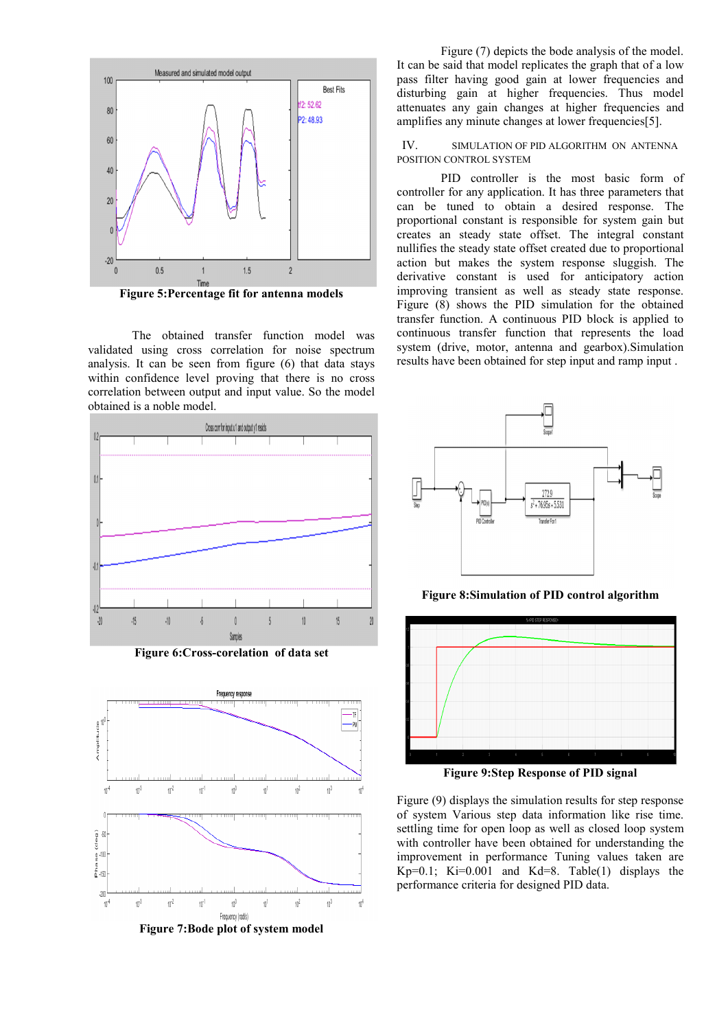Measured and simulated model output

Best Fits

tf2: 52.62

P2: 48.93

Time

**Figure 5:Percentage fit for antenna models**

The obtained transfer function model was validated using cross correlation for noise spectrum analysis. It can be seen from figure (6) that data stays within confidence level proving that there is no cross correlation between output and input value. So the model obtained is a noble model.

Cross corr for input u1 and output y1 resids

Samples

**Figure 6:Cross-corelation of data set**

Frequency response

Amplitude

Phase (deg)

Frequency (rad/s)

TF

PM

**Figure 7:Bode plot of system model**

Figure (7) depicts the bode analysis of the model. It can be said that model replicates the graph that of a low pass filter having good gain at lower frequencies and disturbing gain at higher frequencies. Thus model attenuates any gain changes at higher frequencies and amplifies any minute changes at lower frequencies[5].

## IV. SIMULATION OF PID ALGORITHM ON ANTENNA POSITION CONTROL SYSTEM

PID controller is the most basic form of controller for any application. It has three parameters that can be tuned to obtain a desired response. The proportional constant is responsible for system gain but creates an steady state offset. The integral constant nullifies the steady state offset created due to proportional action but makes the system response sluggish. The derivative constant is used for anticipatory action improving transient as well as steady state response. Figure (8) shows the PID simulation for the obtained transfer function. A continuous PID block is applied to continuous transfer function that represents the load system (drive, motor, antenna and gearbox).Simulation results have been obtained for step input and ramp input .

Scope1

Step

PID(s)

PID Controller

$$\frac{272.9}{s^2+76.95s+5.531}$$

Transfer Fcn1

Scope

**Figure 8:Simulation of PID control algorithm**

**Figure 9:Step Response of PID signal**

Figure (9) displays the simulation results for step response of system Various step data information like rise time. settling time for open loop as well as closed loop system with controller have been obtained for understanding the improvement in performance Tuning values taken are Kp=0.1; Ki=0.001 and Kd=8. Table(1) displays the performance criteria for designed PID data.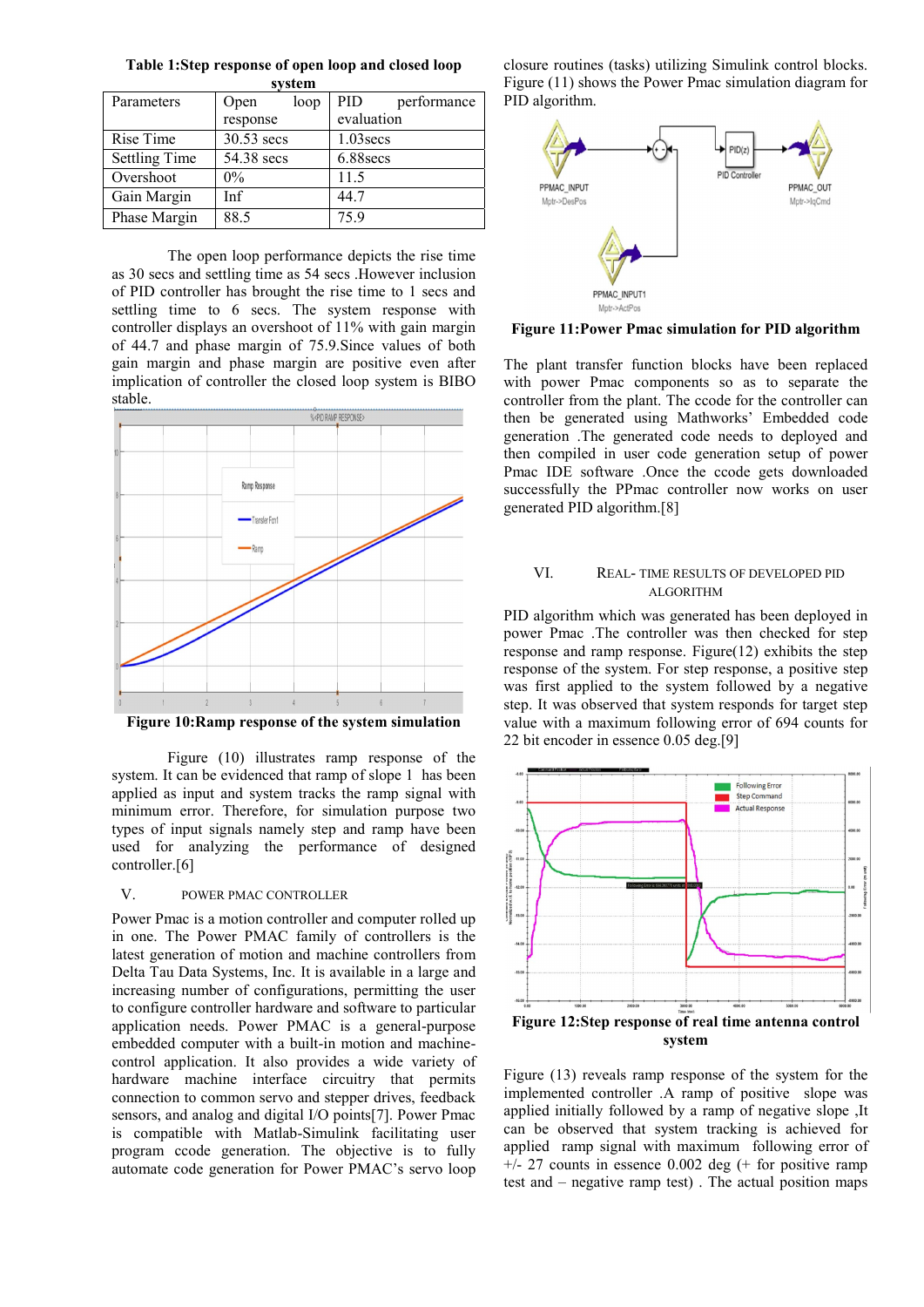**Table 1:Step response of open loop and closed loop system**

| Parameters | Open loop response | PID performance evaluation |
|---|---|---|
| Rise Time | 30.53 secs | 1.03secs |
| Settling Time | 54.38 secs | 6.88secs |
| Overshoot | 0% | 11.5 |
| Gain Margin | Inf | 44.7 |
| Phase Margin | 88.5 | 75.9 |

The open loop performance depicts the rise time as 30 secs and settling time as 54 secs .However inclusion of PID controller has brought the rise time to 1 secs and settling time to 6 secs. The system response with controller displays an overshoot of 11% with gain margin of 44.7 and phase margin of 75.9.Since values of both gain margin and phase margin are positive even after implication of controller the closed loop system is BIBO stable.

%PID RAMP RESPONSE>

Ramp Response

Transfer Fcn

Ramp

**Figure 10:Ramp response of the system simulation**

Figure (10) illustrates ramp response of the system. It can be evidenced that ramp of slope 1 has been applied as input and system tracks the ramp signal with minimum error. Therefore, for simulation purpose two types of input signals namely step and ramp have been used for analyzing the performance of designed controller.[6]

## V. POWER PMAC CONTROLLER

Power Pmac is a motion controller and computer rolled up in one. The Power PMAC family of controllers is the latest generation of motion and machine controllers from Delta Tau Data Systems, Inc. It is available in a large and increasing number of configurations, permitting the user to configure controller hardware and software to particular application needs. Power PMAC is a general-purpose embedded computer with a built-in motion and machine-control application. It also provides a wide variety of hardware machine interface circuitry that permits connection to common servo and stepper drives, feedback sensors, and analog and digital I/O points[7]. Power Pmac is compatible with Matlab-Simulink facilitating user program ccode generation. The objective is to fully automate code generation for Power PMAC's servo loop closure routines (tasks) utilizing Simulink control blocks. Figure (11) shows the Power Pmac simulation diagram for PID algorithm.

PPMAC_INPUT
Mptr->DesPos

PID(z)
PID Controller

PPMAC_OUT
Mptr->IqCmd

PPMAC_INPUT1
Mptr->ActPos

**Figure 11:Power Pmac simulation for PID algorithm**

The plant transfer function blocks have been replaced with power Pmac components so as to separate the controller from the plant. The ccode for the controller can then be generated using Mathworks' Embedded code generation .The generated code needs to deployed and then compiled in user code generation setup of power Pmac IDE software .Once the ccode gets downloaded successfully the PPmac controller now works on user generated PID algorithm.[8]

## VI. REAL- TIME RESULTS OF DEVELOPED PID ALGORITHM

PID algorithm which was generated has been deployed in power Pmac .The controller was then checked for step response and ramp response. Figure(12) exhibits the step response of the system. For step response, a positive step was first applied to the system followed by a negative step. It was observed that system responds for target step value with a maximum following error of 694 counts for 22 bit encoder in essence 0.05 deg.[9]

Following Error

Step Command

Actual Response

**Figure 12:Step response of real time antenna control system**

Figure (13) reveals ramp response of the system for the implemented controller .A ramp of positive slope was applied initially followed by a ramp of negative slope ,It can be observed that system tracking is achieved for applied ramp signal with maximum following error of +/- 27 counts in essence 0.002 deg (+ for positive ramp test and – negative ramp test) . The actual position maps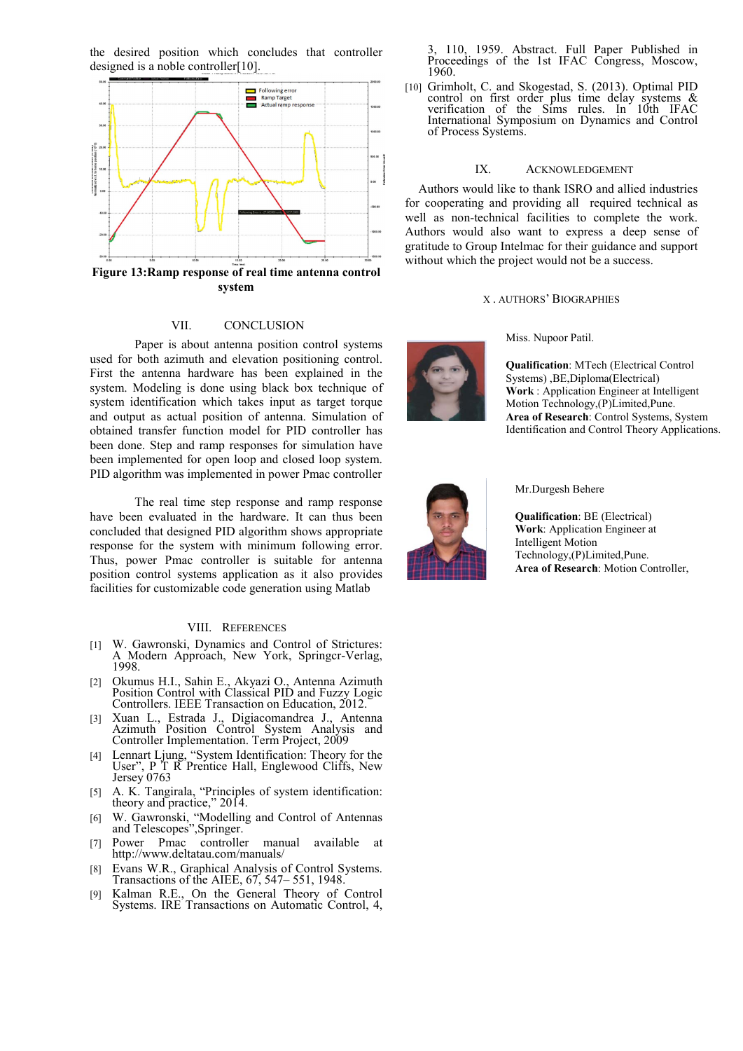the desired position which concludes that controller designed is a noble controller[10].

Following error
Ramp Target
Actual ramp response

**Figure 13:Ramp response of real time antenna control system**

## VII. CONCLUSION

Paper is about antenna position control systems used for both azimuth and elevation positioning control. First the antenna hardware has been explained in the system. Modeling is done using black box technique of system identification which takes input as target torque and output as actual position of antenna. Simulation of obtained transfer function model for PID controller has been done. Step and ramp responses for simulation have been implemented for open loop and closed loop system. PID algorithm was implemented in power Pmac controller

The real time step response and ramp response have been evaluated in the hardware. It can thus been concluded that designed PID algorithm shows appropriate response for the system with minimum following error. Thus, power Pmac controller is suitable for antenna position control systems application as it also provides facilities for customizable code generation using Matlab

## VIII. REFERENCES

[1] W. Gawronski, Dynamics and Control of Strictures: A Modern Approach, New York, Springcr-Verlag, 1998.

[2] Okumus H.I., Sahin E., Akyazi O., Antenna Azimuth Position Control with Classical PID and Fuzzy Logic Controllers. IEEE Transaction on Education, 2012.

[3] Xuan L., Estrada J., Digiacomandrea J., Antenna Azimuth Position Control System Analysis and Controller Implementation. Term Project, 2009

[4] Lennart Ljung, "System Identification: Theory for the User", P T R Prentice Hall, Englewood Cliffs, New Jersey 0763

[5] A. K. Tangirala, "Principles of system identification: theory and practice," 2014.

[6] W. Gawronski, "Modelling and Control of Antennas and Telescopes",Springer.

[7] Power Pmac controller manual available at http://www.deltatau.com/manuals/

[8] Evans W.R., Graphical Analysis of Control Systems. Transactions of the AIEE, 67, 547– 551, 1948.

[9] Kalman R.E., On the General Theory of Control Systems. IRE Transactions on Automatic Control, 4, 3, 110, 1959. Abstract. Full Paper Published in Proceedings of the 1st IFAC Congress, Moscow, 1960.

[10] Grimholt, C. and Skogestad, S. (2013). Optimal PID control on first order plus time delay systems & verification of the Sims rules. In 10th IFAC International Symposium on Dynamics and Control of Process Systems.

## IX. ACKNOWLEDGEMENT

Authors would like to thank ISRO and allied industries for cooperating and providing all required technical as well as non-technical facilities to complete the work. Authors would also want to express a deep sense of gratitude to Group Intelmac for their guidance and support without which the project would not be a success.

## X . AUTHORS' BIOGRAPHIES

Miss. Nupoor Patil.

**Qualification**: MTech (Electrical Control Systems) ,BE,Diploma(Electrical)
**Work** : Application Engineer at Intelligent Motion Technology,(P)Limited,Pune.
**Area of Research**: Control Systems, System Identification and Control Theory Applications.

Mr.Durgesh Behere

**Qualification**: BE (Electrical)
**Work**: Application Engineer at Intelligent Motion Technology,(P)Limited,Pune.
**Area of Research**: Motion Controller,